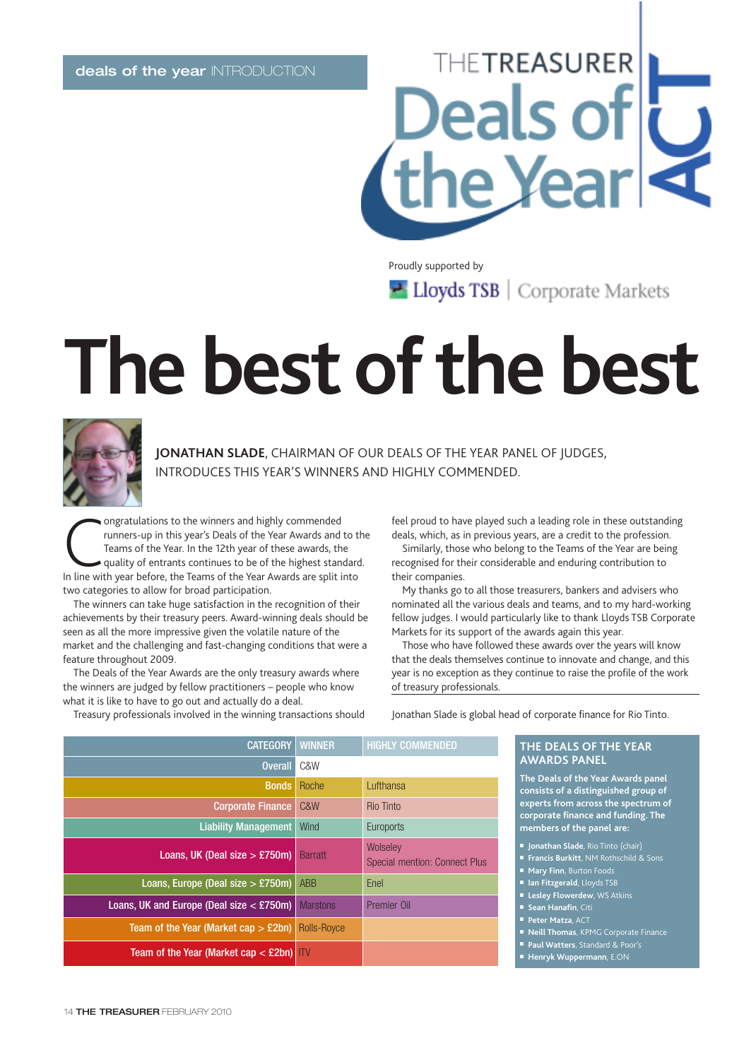deals of the year INTRODUCTION

THE TREASURER Deals of the Year ACT

Proudly supported by Lloyds TSB | Corporate Markets

# The best of the best

**JONATHAN SLADE**, CHAIRMAN OF OUR DEALS OF THE YEAR PANEL OF JUDGES, INTRODUCES THIS YEAR'S WINNERS AND HIGHLY COMMENDED.

Congratulations to the winners and highly commended runners-up in this year's Deals of the Year Awards and to the Teams of the Year. In the 12th year of these awards, the quality of entrants continues to be of the highest standard. In line with year before, the Teams of the Year Awards are split into two categories to allow for broad participation.

The winners can take huge satisfaction in the recognition of their achievements by their treasury peers. Award-winning deals should be seen as all the more impressive given the volatile nature of the market and the challenging and fast-changing conditions that were a feature throughout 2009.

The Deals of the Year Awards are the only treasury awards where the winners are judged by fellow practitioners – people who know what it is like to have to go out and actually do a deal.

Treasury professionals involved in the winning transactions should feel proud to have played such a leading role in these outstanding deals, which, as in previous years, are a credit to the profession.

Similarly, those who belong to the Teams of the Year are being recognised for their considerable and enduring contribution to their companies.

My thanks go to all those treasurers, bankers and advisers who nominated all the various deals and teams, and to my hard-working fellow judges. I would particularly like to thank Lloyds TSB Corporate Markets for its support of the awards again this year.

Those who have followed these awards over the years will know that the deals themselves continue to innovate and change, and this year is no exception as they continue to raise the profile of the work of treasury professionals.

Jonathan Slade is global head of corporate finance for Rio Tinto.

| CATEGORY | WINNER | HIGHLY COMMENDED |
|---|---|---|
| Overall | C&W | |
| Bonds | Roche | Lufthansa |
| Corporate Finance | C&W | Rio Tinto |
| Liability Management | Wind | Euroports |
| Loans, UK (Deal size > £750m) | Barratt | Wolseley<br>Special mention: Connect Plus |
| Loans, Europe (Deal size > £750m) | ABB | Enel |
| Loans, UK and Europe (Deal size < £750m) | Marstons | Premier Oil |
| Team of the Year (Market cap > £2bn) | Rolls-Royce | |
| Team of the Year (Market cap < £2bn) | ITV | |

## THE DEALS OF THE YEAR AWARDS PANEL

**The Deals of the Year Awards panel consists of a distinguished group of experts from across the spectrum of corporate finance and funding. The members of the panel are:**

- **Jonathan Slade**, Rio Tinto (chair)
- **Francis Burkitt**, NM Rothschild & Sons
- **Mary Finn**, Burton Foods
- **Ian Fitzgerald**, Lloyds TSB
- **Lesley Flowerdew**, WS Atkins
- **Sean Hanafin**, Citi
- **Peter Matza**, ACT
- **Neill Thomas**, KPMG Corporate Finance
- **Paul Watters**, Standard & Poor's
- **Henryk Wuppermann**, E.ON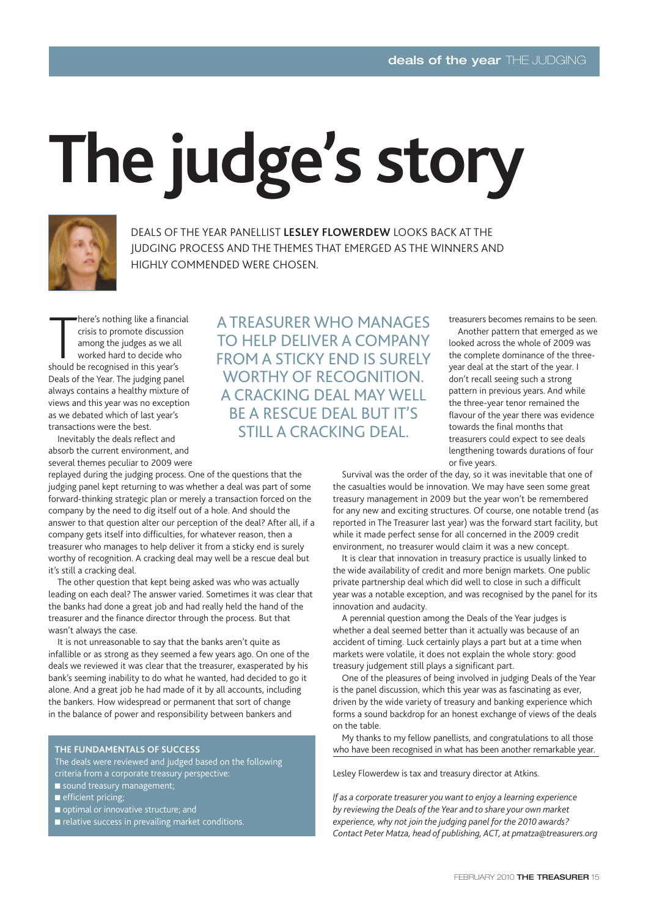# The judge's story

DEALS OF THE YEAR PANELLIST **LESLEY FLOWERDEW** LOOKS BACK AT THE JUDGING PROCESS AND THE THEMES THAT EMERGED AS THE WINNERS AND HIGHLY COMMENDED WERE CHOSEN.

There's nothing like a financial crisis to promote discussion among the judges as we all worked hard to decide who should be recognised in this year's Deals of the Year. The judging panel always contains a healthy mixture of views and this year was no exception as we debated which of last year's transactions were the best.

Inevitably the deals reflect and absorb the current environment, and several themes peculiar to 2009 were replayed during the judging process. One of the questions that the judging panel kept returning to was whether a deal was part of some forward-thinking strategic plan or merely a transaction forced on the company by the need to dig itself out of a hole. And should the answer to that question alter our perception of the deal? After all, if a company gets itself into difficulties, for whatever reason, then a treasurer who manages to help deliver it from a sticky end is surely worthy of recognition. A cracking deal may well be a rescue deal but it's still a cracking deal.

The other question that kept being asked was who was actually leading on each deal? The answer varied. Sometimes it was clear that the banks had done a great job and had really held the hand of the treasurer and the finance director through the process. But that wasn't always the case.

It is not unreasonable to say that the banks aren't quite as infallible or as strong as they seemed a few years ago. On one of the deals we reviewed it was clear that the treasurer, exasperated by his bank's seeming inability to do what he wanted, had decided to go it alone. And a great job he had made of it by all accounts, including the bankers. How widespread or permanent that sort of change in the balance of power and responsibility between bankers and treasurers becomes remains to be seen.

A TREASURER WHO MANAGES TO HELP DELIVER A COMPANY FROM A STICKY END IS SURELY WORTHY OF RECOGNITION. A CRACKING DEAL MAY WELL BE A RESCUE DEAL BUT IT'S STILL A CRACKING DEAL.

Another pattern that emerged as we looked across the whole of 2009 was the complete dominance of the three-year deal at the start of the year. I don't recall seeing such a strong pattern in previous years. And while the three-year tenor remained the flavour of the year there was evidence towards the final months that treasurers could expect to see deals lengthening towards durations of four or five years.

Survival was the order of the day, so it was inevitable that one of the casualties would be innovation. We may have seen some great treasury management in 2009 but the year won't be remembered for any new and exciting structures. Of course, one notable trend (as reported in The Treasurer last year) was the forward start facility, but while it made perfect sense for all concerned in the 2009 credit environment, no treasurer would claim it was a new concept.

It is clear that innovation in treasury practice is usually linked to the wide availability of credit and more being markets. One public private partnership deal which did well to close in such a difficult year was a notable exception, and was recognised by the panel for its innovation and audacity.

A perennial question among the Deals of the Year judges is whether a deal seemed better than it actually was because of an accident of timing. Luck certainly plays a part but at a time when markets were volatile, it does not explain the whole story: good treasury judgement still plays a significant part.

One of the pleasures of being involved in judging Deals of the Year is the panel discussion, which this year was as fascinating as ever, driven by the wide variety of treasury and banking experience which forms a sound backdrop for an honest exchange of views of the deals on the table.

My thanks to my fellow panellists, and congratulations to all those who have been recognised in what has been another remarkable year.

Lesley Flowerdew is tax and treasury director at Atkins.

*If as a corporate treasurer you want to enjoy a learning experience by reviewing the Deals of the Year and to share your own market experience, why not join the judging panel for the 2010 awards? Contact Peter Matza, head of publishing, ACT, at pmatza@treasurers.org*

**THE FUNDAMENTALS OF SUCCESS**

The deals were reviewed and judged based on the following criteria from a corporate treasury perspective:

- sound treasury management;
- efficient pricing;
- optimal or innovative structure; and
- relative success in prevailing market conditions.